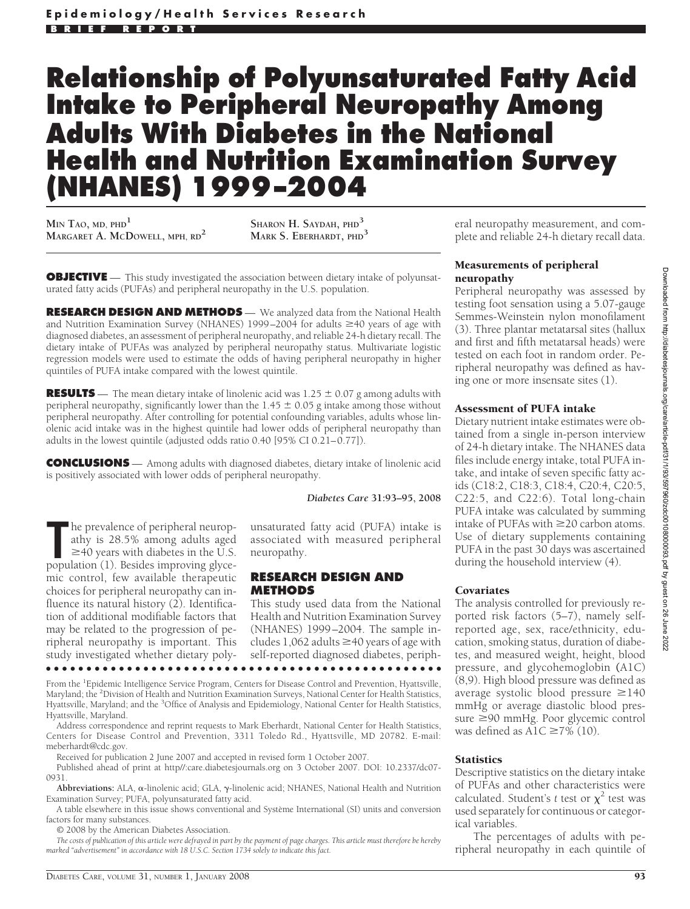Epidemiology/Health Services Research

BRIEF REPORT

# Relationship of Polyunsaturated Fatty Acid Intake to Peripheral Neuropathy Among Adults With Diabetes in the National Health and Nutrition Examination Survey (NHANES) 1999–2004

MIN TAO, MD, PHD[1]
MARGARET A. MCDOWELL, MPH, RD[2]
SHARON H. SAYDAH, PHD[3]
MARK S. EBERHARDT, PHD[3]

**OBJECTIVE** — This study investigated the association between dietary intake of polyunsaturated fatty acids (PUFAs) and peripheral neuropathy in the U.S. population.

**RESEARCH DESIGN AND METHODS** — We analyzed data from the National Health and Nutrition Examination Survey (NHANES) 1999–2004 for adults ≥40 years of age with diagnosed diabetes, an assessment of peripheral neuropathy, and reliable 24-h dietary recall. The dietary intake of PUFAs was analyzed by peripheral neuropathy status. Multivariate logistic regression models were used to estimate the odds of having peripheral neuropathy in higher quintiles of PUFA intake compared with the lowest quintile.

**RESULTS** — The mean dietary intake of linolenic acid was 1.25 ± 0.07 g among adults with peripheral neuropathy, significantly lower than the 1.45 ± 0.05 g intake among those without peripheral neuropathy. After controlling for potential confounding variables, adults whose linolenic acid intake was in the highest quintile had lower odds of peripheral neuropathy than adults in the lowest quintile (adjusted odds ratio 0.40 [95% CI 0.21–0.77]).

**CONCLUSIONS** — Among adults with diagnosed diabetes, dietary intake of linolenic acid is positively associated with lower odds of peripheral neuropathy.

*Diabetes Care* **31:**93–95, 2008

The prevalence of peripheral neuropathy is 28.5% among adults aged ≥40 years with diabetes in the U.S. population (1). Besides improving glycemic control, few available therapeutic choices for peripheral neuropathy can influence its natural history (2). Identification of additional modifiable factors that may be related to the progression of peripheral neuropathy is important. This study investigated whether dietary polyunsaturated fatty acid (PUFA) intake is associated with measured peripheral neuropathy.

## RESEARCH DESIGN AND METHODS

This study used data from the National Health and Nutrition Examination Survey (NHANES) 1999–2004. The sample includes 1,062 adults ≥40 years of age with self-reported diagnosed diabetes, peripheral neuropathy measurement, and complete and reliable 24-h dietary recall data.

### Measurements of peripheral neuropathy

Peripheral neuropathy was assessed by testing foot sensation using a 5.07-gauge Semmes-Weinstein nylon monofilament (3). Three plantar metatarsal sites (hallux and first and fifth metatarsal heads) were tested on each foot in random order. Peripheral neuropathy was defined as having one or more insensate sites (1).

### Assessment of PUFA intake

Dietary nutrient intake estimates were obtained from a single in-person interview of 24-h dietary intake. The NHANES data files include energy intake, total PUFA intake, and intake of seven specific fatty acids (C18:2, C18:3, C18:4, C20:4, C20:5, C22:5, and C22:6). Total long-chain PUFA intake was calculated by summing intake of PUFAs with ≥20 carbon atoms. Use of dietary supplements containing PUFA in the past 30 days was ascertained during the household interview (4).

### Covariates

The analysis controlled for previously reported risk factors (5–7), namely self-reported age, sex, race/ethnicity, education, smoking status, duration of diabetes, and measured weight, height, blood pressure, and glycohemoglobin (A1C) (8,9). High blood pressure was defined as average systolic blood pressure ≥140 mmHg or average diastolic blood pressure ≥90 mmHg. Poor glycemic control was defined as A1C ≥7% (10).

### Statistics

Descriptive statistics on the dietary intake of PUFAs and other characteristics were calculated. Student's *t* test or $\chi^2$ test was used separately for continuous or categorical variables.

The percentages of adults with peripheral neuropathy in each quintile of

---

From the [1]Epidemic Intelligence Service Program, Centers for Disease Control and Prevention, Hyattsville, Maryland; the [2]Division of Health and Nutrition Examination Surveys, National Center for Health Statistics, Hyattsville, Maryland; and the [3]Office of Analysis and Epidemiology, National Center for Health Statistics, Hyattsville, Maryland.

Address correspondence and reprint requests to Mark Eberhardt, National Center for Health Statistics, Centers for Disease Control and Prevention, 3311 Toledo Rd., Hyattsville, MD 20782. E-mail: meberhardt@cdc.gov.

Received for publication 2 June 2007 and accepted in revised form 1 October 2007.

Published ahead of print at http//:care.diabetesjournals.org on 3 October 2007. DOI: 10.2337/dc07-0931.

**Abbreviations:** ALA, α-linolenic acid; GLA, γ-linolenic acid; NHANES, National Health and Nutrition Examination Survey; PUFA, polyunsaturated fatty acid.

A table elsewhere in this issue shows conventional and Système International (SI) units and conversion factors for many substances.

© 2008 by the American Diabetes Association.

*The costs of publication of this article were defrayed in part by the payment of page charges. This article must therefore be hereby marked "advertisement" in accordance with 18 U.S.C. Section 1734 solely to indicate this fact.*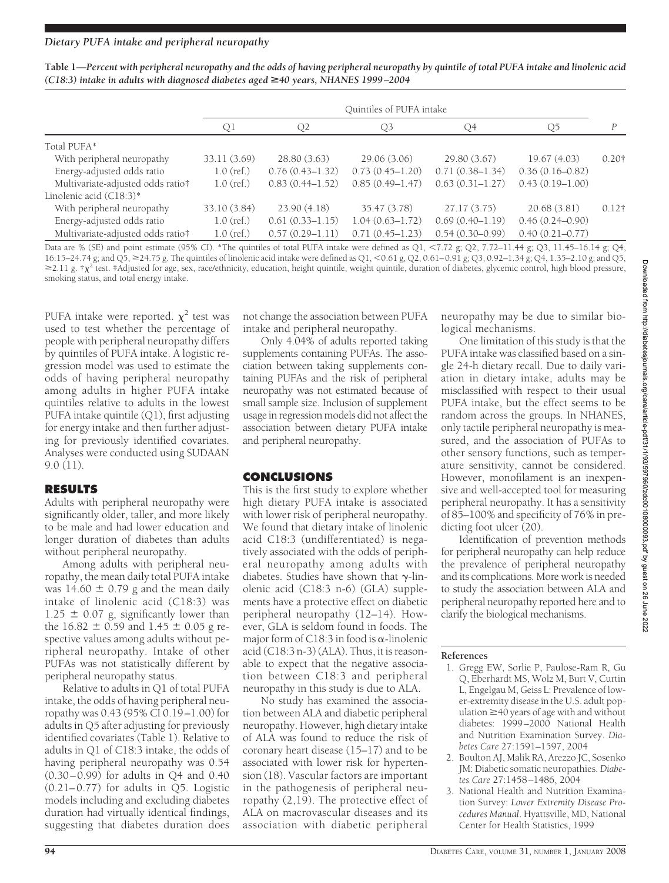**Table 1—Percent with peripheral neuropathy and the odds of having peripheral neuropathy by quintile of total PUFA intake and linolenic acid (C18:3) intake in adults with diagnosed diabetes aged ≥40 years, NHANES 1999–2004**

| | Quintiles of PUFA intake | | | | | |
|---|---|---|---|---|---|---|
| | Q1 | Q2 | Q3 | Q4 | Q5 | *P* |
| Total PUFA* | | | | | | |
| With peripheral neuropathy | 33.11 (3.69) | 28.80 (3.63) | 29.06 (3.06) | 29.80 (3.67) | 19.67 (4.03) | 0.20† |
| Energy-adjusted odds ratio | 1.0 (ref.) | 0.76 (0.43–1.32) | 0.73 (0.45–1.20) | 0.71 (0.38–1.34) | 0.36 (0.16–0.82) | |
| Multivariate-adjusted odds ratio‡ | 1.0 (ref.) | 0.83 (0.44–1.52) | 0.85 (0.49–1.47) | 0.63 (0.31–1.27) | 0.43 (0.19–1.00) | |
| Linolenic acid (C18:3)* | | | | | | |
| With peripheral neuropathy | 33.10 (3.84) | 23.90 (4.18) | 35.47 (3.78) | 27.17 (3.75) | 20.68 (3.81) | 0.12† |
| Energy-adjusted odds ratio | 1.0 (ref.) | 0.61 (0.33–1.15) | 1.04 (0.63–1.72) | 0.69 (0.40–1.19) | 0.46 (0.24–0.90) | |
| Multivariate-adjusted odds ratio‡ | 1.0 (ref.) | 0.57 (0.29–1.11) | 0.71 (0.45–1.23) | 0.54 (0.30–0.99) | 0.40 (0.21–0.77) | |

Data are % (SE) and point estimate (95% CI). *The quintiles of total PUFA intake were defined as Q1, <7.72 g; Q2, 7.72–11.44 g; Q3, 11.45–16.14 g; Q4, 16.15–24.74 g; and Q5, ≥24.75 g. The quintiles of linolenic acid intake were defined as Q1, <0.61 g, Q2, 0.61–0.91 g; Q3, 0.92–1.34 g; Q4, 1.35–2.10 g; and Q5, ≥2.11 g. †$\chi^2$ test. ‡Adjusted for age, sex, race/ethnicity, education, height quintile, weight quintile, duration of diabetes, glycemic control, high blood pressure, smoking status, and total energy intake.

PUFA intake were reported. $\chi^2$ test was used to test whether the percentage of people with peripheral neuropathy differs by quintiles of PUFA intake. A logistic regression model was used to estimate the odds of having peripheral neuropathy among adults in higher PUFA intake quintiles relative to adults in the lowest PUFA intake quintile (Q1), first adjusting for energy intake and then further adjusting for previously identified covariates. Analyses were conducted using SUDAAN 9.0 (11).

## RESULTS

Adults with peripheral neuropathy were significantly older, taller, and more likely to be male and had lower education and longer duration of diabetes than adults without peripheral neuropathy.

Among adults with peripheral neuropathy, the mean daily total PUFA intake was 14.60 ± 0.79 g and the mean daily intake of linolenic acid (C18:3) was 1.25 ± 0.07 g, significantly lower than the 16.82 ± 0.59 and 1.45 ± 0.05 g respective values among adults without peripheral neuropathy. Intake of other PUFAs was not statistically different by peripheral neuropathy status.

Relative to adults in Q1 of total PUFA intake, the odds of having peripheral neuropathy was 0.43 (95% CI 0.19–1.00) for adults in Q5 after adjusting for previously identified covariates (Table 1). Relative to adults in Q1 of C18:3 intake, the odds of having peripheral neuropathy was 0.54 (0.30–0.99) for adults in Q4 and 0.40 (0.21–0.77) for adults in Q5. Logistic models including and excluding diabetes duration had virtually identical findings, suggesting that diabetes duration does not change the association between PUFA intake and peripheral neuropathy.

Only 4.04% of adults reported taking supplements containing PUFAs. The association between taking supplements containing PUFAs and the risk of peripheral neuropathy was not estimated because of small sample size. Inclusion of supplement usage in regression models did not affect the association between dietary PUFA intake and peripheral neuropathy.

## CONCLUSIONS

This is the first study to explore whether high dietary PUFA intake is associated with lower risk of peripheral neuropathy. We found that dietary intake of linolenic acid C18:3 (undifferentiated) is negatively associated with the odds of peripheral neuropathy among adults with diabetes. Studies have shown that γ-linolenic acid (C18:3 n-6) (GLA) supplements have a protective effect on diabetic peripheral neuropathy (12–14). However, GLA is seldom found in foods. The major form of C18:3 in food is α-linolenic acid (C18:3 n-3) (ALA). Thus, it is reasonable to expect that the negative association between C18:3 and peripheral neuropathy in this study is due to ALA.

No study has examined the association between ALA and diabetic peripheral neuropathy. However, high dietary intake of ALA was found to reduce the risk of coronary heart disease (15–17) and to be associated with lower risk for hypertension (18). Vascular factors are important in the pathogenesis of peripheral neuropathy (2,19). The protective effect of ALA on macrovascular diseases and its association with diabetic peripheral neuropathy may be due to similar biological mechanisms.

One limitation of this study is that the PUFA intake was classified based on a single 24-h dietary recall. Due to daily variation in dietary intake, adults may be misclassified with respect to their usual PUFA intake, but the effect seems to be random across the groups. In NHANES, only tactile peripheral neuropathy is measured, and the association of PUFAs to other sensory functions, such as temperature sensitivity, cannot be considered. However, monofilament is an inexpensive and well-accepted tool for measuring peripheral neuropathy. It has a sensitivity of 85–100% and specificity of 76% in predicting foot ulcer (20).

Identification of prevention methods for peripheral neuropathy can help reduce the prevalence of peripheral neuropathy and its complications. More work is needed to study the association between ALA and peripheral neuropathy reported here and to clarify the biological mechanisms.

**References**

1. Gregg EW, Sorlie P, Paulose-Ram R, Gu Q, Eberhardt MS, Wolz M, Burt V, Curtin L, Engelgau M, Geiss L: Prevalence of lower-extremity disease in the U.S. adult population ≥40 years of age with and without diabetes: 1999–2000 National Health and Nutrition Examination Survey. *Diabetes Care* 27:1591–1597, 2004
2. Boulton AJ, Malik RA, Arezzo JC, Sosenko JM: Diabetic somatic neuropathies. *Diabetes Care* 27:1458–1486, 2004
3. National Health and Nutrition Examination Survey: *Lower Extremity Disease Procedures Manual*. Hyattsville, MD, National Center for Health Statistics, 1999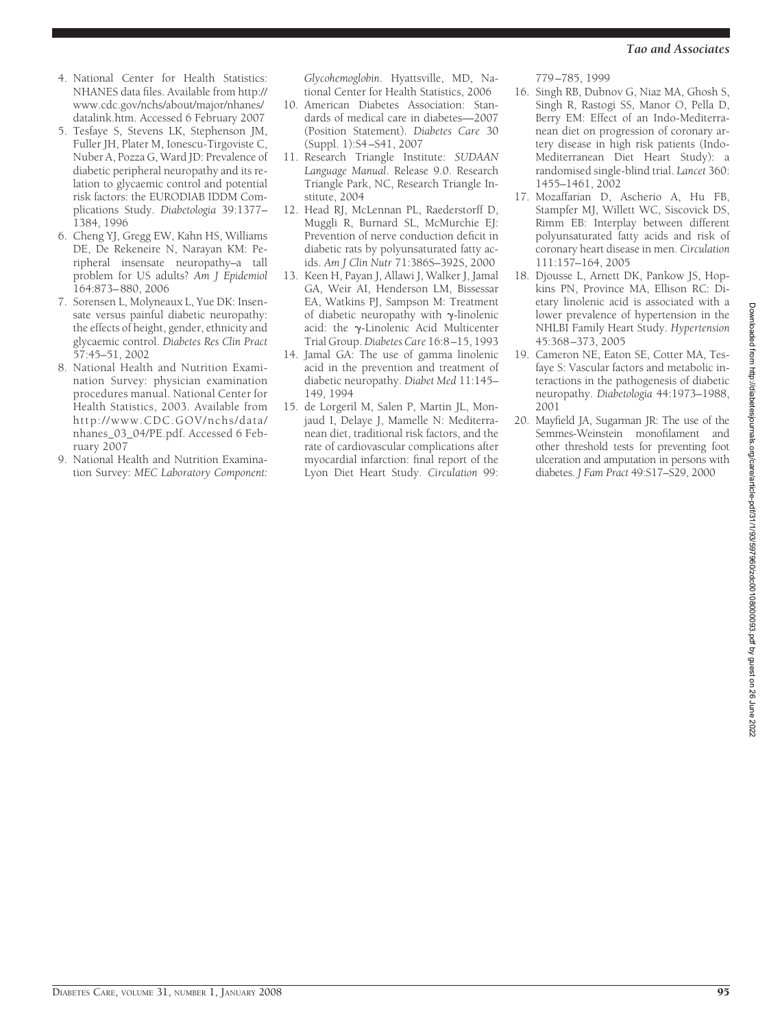4. National Center for Health Statistics: NHANES data files. Available from http://www.cdc.gov/nchs/about/major/nhanes/datalink.htm. Accessed 6 February 2007
5. Tesfaye S, Stevens LK, Stephenson JM, Fuller JH, Plater M, Ionescu-Tirgoviste C, Nuber A, Pozza G, Ward JD: Prevalence of diabetic peripheral neuropathy and its relation to glycaemic control and potential risk factors: the EURODIAB IDDM Complications Study. *Diabetologia* 39:1377–1384, 1996
6. Cheng YJ, Gregg EW, Kahn HS, Williams DE, De Rekeneire N, Narayan KM: Peripheral insensate neuropathy–a tall problem for US adults? *Am J Epidemiol* 164:873–880, 2006
7. Sorensen L, Molyneaux L, Yue DK: Insensate versus painful diabetic neuropathy: the effects of height, gender, ethnicity and glycaemic control. *Diabetes Res Clin Pract* 57:45–51, 2002
8. National Health and Nutrition Examination Survey: physician examination procedures manual. National Center for Health Statistics, 2003. Available from http://www.CDC.GOV/nchs/data/nhanes_03_04/PE.pdf. Accessed 6 February 2007
9. National Health and Nutrition Examination Survey: *MEC Laboratory Component: Glycohemoglobin*. Hyattsville, MD, National Center for Health Statistics, 2006
10. American Diabetes Association: Standards of medical care in diabetes—2007 (Position Statement). *Diabetes Care* 30 (Suppl. 1):S4–S41, 2007
11. Research Triangle Institute: *SUDAAN Language Manual*. Release 9.0. Research Triangle Park, NC, Research Triangle Institute, 2004
12. Head RJ, McLennan PL, Raederstorff D, Muggli R, Burnard SL, McMurchie EJ: Prevention of nerve conduction deficit in diabetic rats by polyunsaturated fatty acids. *Am J Clin Nutr* 71:386S–392S, 2000
13. Keen H, Payan J, Allawi J, Walker J, Jamal GA, Weir AI, Henderson LM, Bissessar EA, Watkins PJ, Sampson M: Treatment of diabetic neuropathy with $\gamma$-linolenic acid: the $\gamma$-Linolenic Acid Multicenter Trial Group. *Diabetes Care* 16:8–15, 1993
14. Jamal GA: The use of gamma linolenic acid in the prevention and treatment of diabetic neuropathy. *Diabet Med* 11:145–149, 1994
15. de Lorgeril M, Salen P, Martin JL, Monjaud I, Delaye J, Mamelle N: Mediterranean diet, traditional risk factors, and the rate of cardiovascular complications after myocardial infarction: final report of the Lyon Diet Heart Study. *Circulation* 99:779–785, 1999
16. Singh RB, Dubnov G, Niaz MA, Ghosh S, Singh R, Rastogi SS, Manor O, Pella D, Berry EM: Effect of an Indo-Mediterranean diet on progression of coronary artery disease in high risk patients (Indo-Mediterranean Diet Heart Study): a randomised single-blind trial. *Lancet* 360:1455–1461, 2002
17. Mozaffarian D, Ascherio A, Hu FB, Stampfer MJ, Willett WC, Siscovick DS, Rimm EB: Interplay between different polyunsaturated fatty acids and risk of coronary heart disease in men. *Circulation* 111:157–164, 2005
18. Djousse L, Arnett DK, Pankow JS, Hopkins PN, Province MA, Ellison RC: Dietary linolenic acid is associated with a lower prevalence of hypertension in the NHLBI Family Heart Study. *Hypertension* 45:368–373, 2005
19. Cameron NE, Eaton SE, Cotter MA, Tesfaye S: Vascular factors and metabolic interactions in the pathogenesis of diabetic neuropathy. *Diabetologia* 44:1973–1988, 2001
20. Mayfield JA, Sugarman JR: The use of the Semmes-Weinstein monofilament and other threshold tests for preventing foot ulceration and amputation in persons with diabetes. *J Fam Pract* 49:S17–S29, 2000